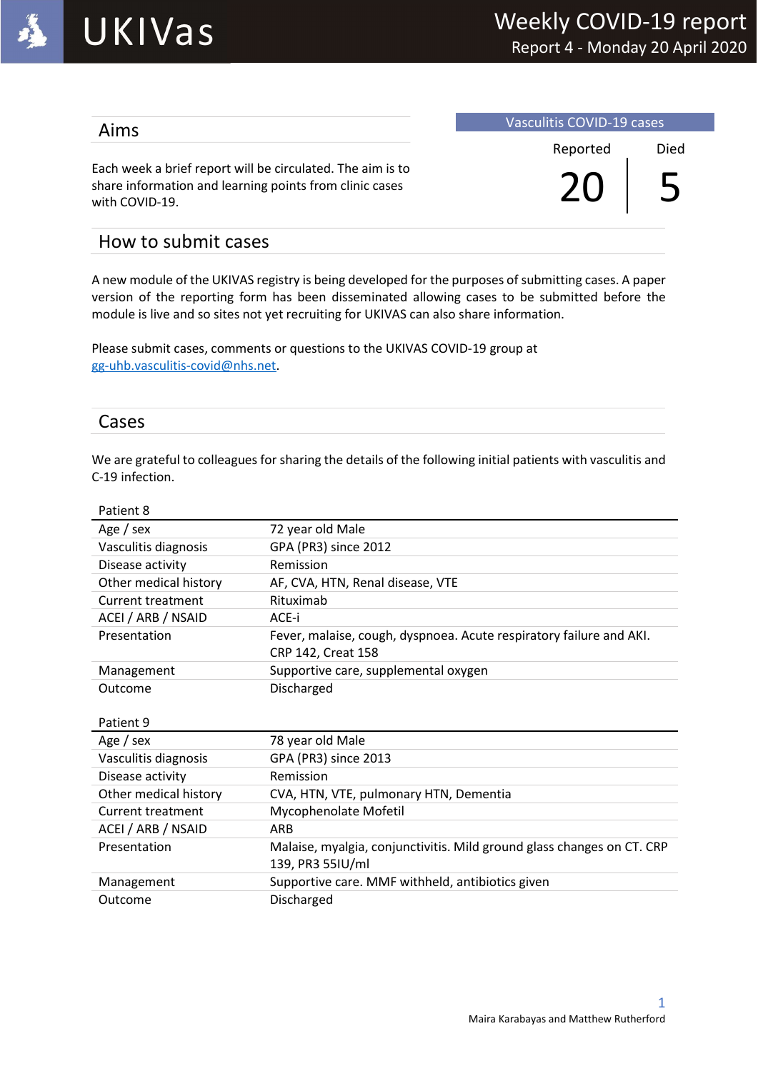# UKIVas

## Weekly COVID-19 report
Report 4 - Monday 20 April 2020

## Aims

Each week a brief report will be circulated. The aim is to share information and learning points from clinic cases with COVID-19.

**Vasculitis COVID-19 cases**

| Reported | Died |
|---|---|
| 20 | 5 |

## How to submit cases

A new module of the UKIVAS registry is being developed for the purposes of submitting cases. A paper version of the reporting form has been disseminated allowing cases to be submitted before the module is live and so sites not yet recruiting for UKIVAS can also share information.

Please submit cases, comments or questions to the UKIVAS COVID-19 group at gg-uhb.vasculitis-covid@nhs.net.

## Cases

We are grateful to colleagues for sharing the details of the following initial patients with vasculitis and C-19 infection.

| Patient 8 | |
|---|---|
| Age / sex | 72 year old Male |
| Vasculitis diagnosis | GPA (PR3) since 2012 |
| Disease activity | Remission |
| Other medical history | AF, CVA, HTN, Renal disease, VTE |
| Current treatment | Rituximab |
| ACEI / ARB / NSAID | ACE-i |
| Presentation | Fever, malaise, cough, dyspnoea. Acute respiratory failure and AKI. CRP 142, Creat 158 |
| Management | Supportive care, supplemental oxygen |
| Outcome | Discharged |

| Patient 9 | |
|---|---|
| Age / sex | 78 year old Male |
| Vasculitis diagnosis | GPA (PR3) since 2013 |
| Disease activity | Remission |
| Other medical history | CVA, HTN, VTE, pulmonary HTN, Dementia |
| Current treatment | Mycophenolate Mofetil |
| ACEI / ARB / NSAID | ARB |
| Presentation | Malaise, myalgia, conjunctivitis. Mild ground glass changes on CT. CRP 139, PR3 55IU/ml |
| Management | Supportive care. MMF withheld, antibiotics given |
| Outcome | Discharged |

Maira Karabayas and Matthew Rutherford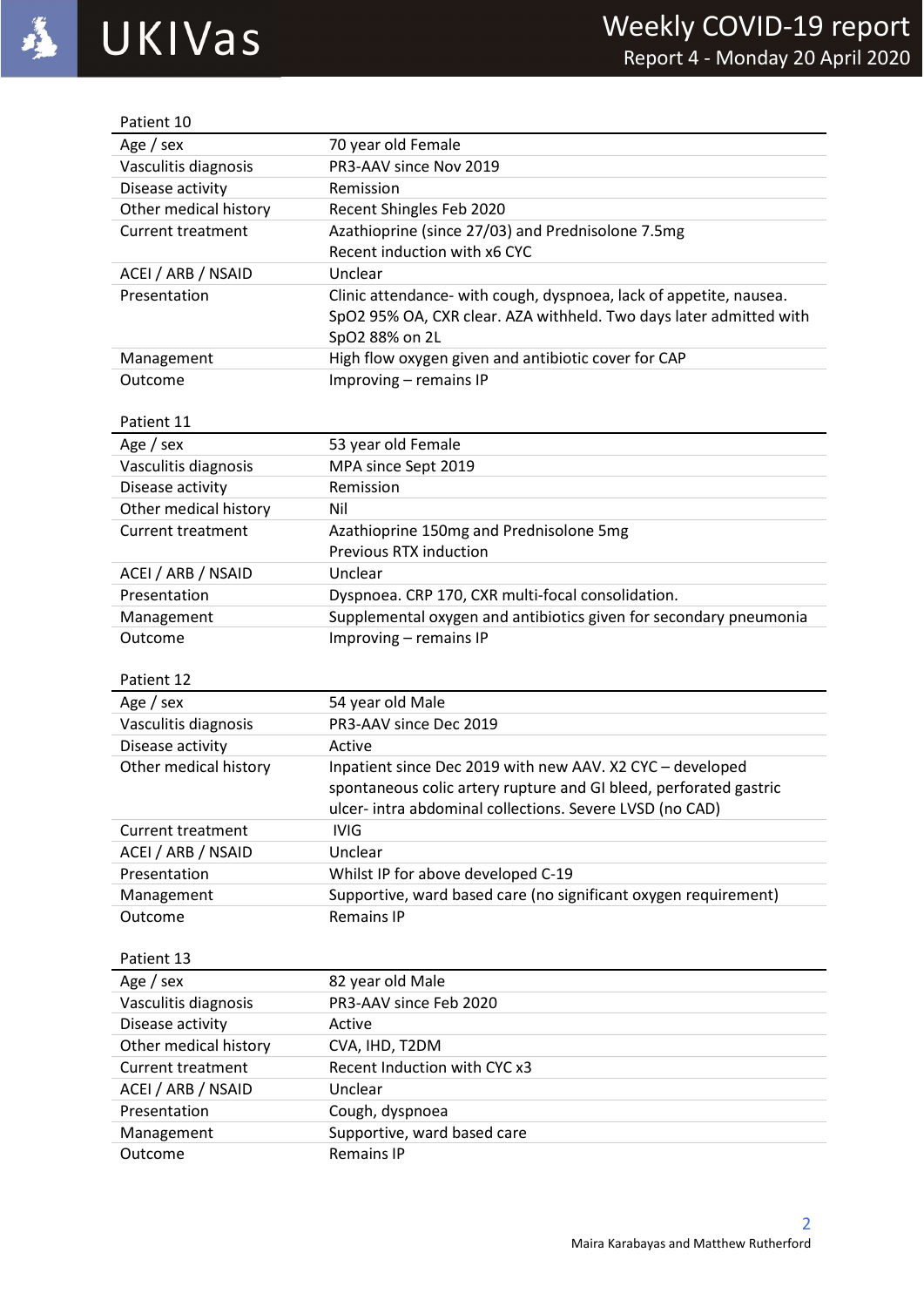| Patient 10 | |
|---|---|
| Age / sex | 70 year old Female |
| Vasculitis diagnosis | PR3-AAV since Nov 2019 |
| Disease activity | Remission |
| Other medical history | Recent Shingles Feb 2020 |
| Current treatment | Azathioprine (since 27/03) and Prednisolone 7.5mg<br>Recent induction with x6 CYC |
| ACEI / ARB / NSAID | Unclear |
| Presentation | Clinic attendance- with cough, dyspnoea, lack of appetite, nausea. SpO2 95% OA, CXR clear. AZA withheld. Two days later admitted with SpO2 88% on 2L |
| Management | High flow oxygen given and antibiotic cover for CAP |
| Outcome | Improving – remains IP |

| Patient 11 | |
|---|---|
| Age / sex | 53 year old Female |
| Vasculitis diagnosis | MPA since Sept 2019 |
| Disease activity | Remission |
| Other medical history | Nil |
| Current treatment | Azathioprine 150mg and Prednisolone 5mg<br>Previous RTX induction |
| ACEI / ARB / NSAID | Unclear |
| Presentation | Dyspnoea. CRP 170, CXR multi-focal consolidation. |
| Management | Supplemental oxygen and antibiotics given for secondary pneumonia |
| Outcome | Improving – remains IP |

| Patient 12 | |
|---|---|
| Age / sex | 54 year old Male |
| Vasculitis diagnosis | PR3-AAV since Dec 2019 |
| Disease activity | Active |
| Other medical history | Inpatient since Dec 2019 with new AAV. X2 CYC – developed spontaneous colic artery rupture and GI bleed, perforated gastric ulcer- intra abdominal collections. Severe LVSD (no CAD) |
| Current treatment | IVIG |
| ACEI / ARB / NSAID | Unclear |
| Presentation | Whilst IP for above developed C-19 |
| Management | Supportive, ward based care (no significant oxygen requirement) |
| Outcome | Remains IP |

| Patient 13 | |
|---|---|
| Age / sex | 82 year old Male |
| Vasculitis diagnosis | PR3-AAV since Feb 2020 |
| Disease activity | Active |
| Other medical history | CVA, IHD, T2DM |
| Current treatment | Recent Induction with CYC x3 |
| ACEI / ARB / NSAID | Unclear |
| Presentation | Cough, dyspnoea |
| Management | Supportive, ward based care |
| Outcome | Remains IP |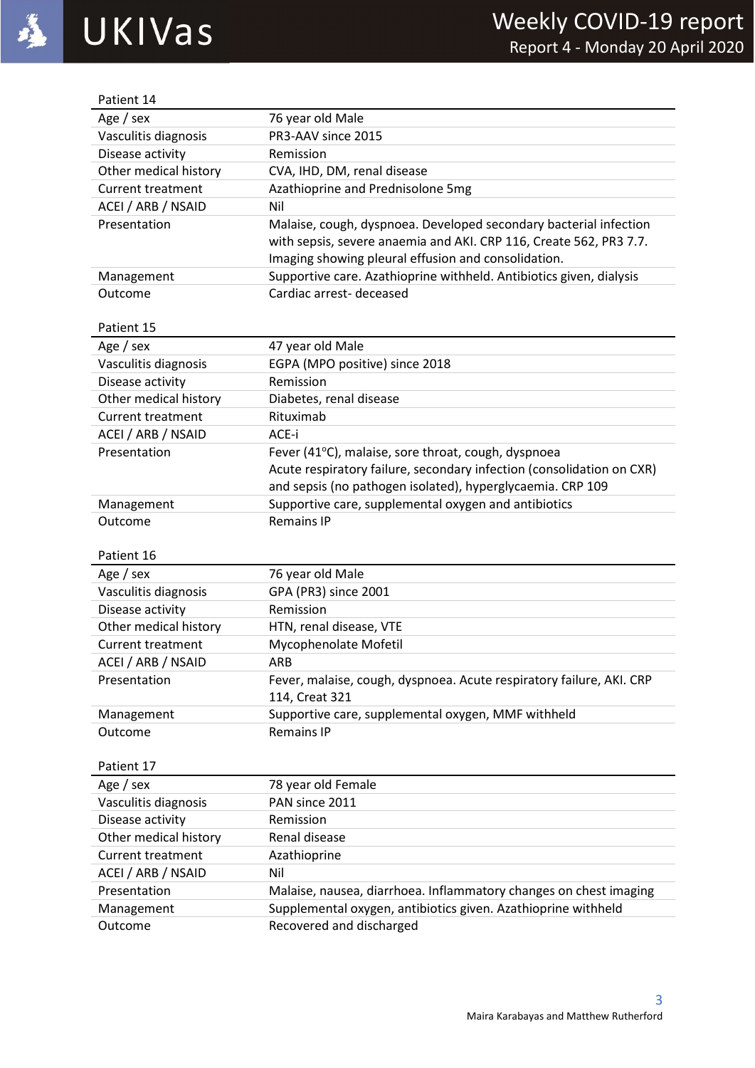Patient 14

| Age / sex | 76 year old Male |
|---|---|
| Vasculitis diagnosis | PR3-AAV since 2015 |
| Disease activity | Remission |
| Other medical history | CVA, IHD, DM, renal disease |
| Current treatment | Azathioprine and Prednisolone 5mg |
| ACEI / ARB / NSAID | Nil |
| Presentation | Malaise, cough, dyspnoea. Developed secondary bacterial infection with sepsis, severe anaemia and AKI. CRP 116, Create 562, PR3 7.7. Imaging showing pleural effusion and consolidation. |
| Management | Supportive care. Azathioprine withheld. Antibiotics given, dialysis |
| Outcome | Cardiac arrest- deceased |

Patient 15

| Age / sex | 47 year old Male |
|---|---|
| Vasculitis diagnosis | EGPA (MPO positive) since 2018 |
| Disease activity | Remission |
| Other medical history | Diabetes, renal disease |
| Current treatment | Rituximab |
| ACEI / ARB / NSAID | ACE-i |
| Presentation | Fever (41°C), malaise, sore throat, cough, dyspnoea<br>Acute respiratory failure, secondary infection (consolidation on CXR) and sepsis (no pathogen isolated), hyperglycaemia. CRP 109 |
| Management | Supportive care, supplemental oxygen and antibiotics |
| Outcome | Remains IP |

Patient 16

| Age / sex | 76 year old Male |
|---|---|
| Vasculitis diagnosis | GPA (PR3) since 2001 |
| Disease activity | Remission |
| Other medical history | HTN, renal disease, VTE |
| Current treatment | Mycophenolate Mofetil |
| ACEI / ARB / NSAID | ARB |
| Presentation | Fever, malaise, cough, dyspnoea. Acute respiratory failure, AKI. CRP 114, Creat 321 |
| Management | Supportive care, supplemental oxygen, MMF withheld |
| Outcome | Remains IP |

Patient 17

| Age / sex | 78 year old Female |
|---|---|
| Vasculitis diagnosis | PAN since 2011 |
| Disease activity | Remission |
| Other medical history | Renal disease |
| Current treatment | Azathioprine |
| ACEI / ARB / NSAID | Nil |
| Presentation | Malaise, nausea, diarrhoea. Inflammatory changes on chest imaging |
| Management | Supplemental oxygen, antibiotics given. Azathioprine withheld |
| Outcome | Recovered and discharged |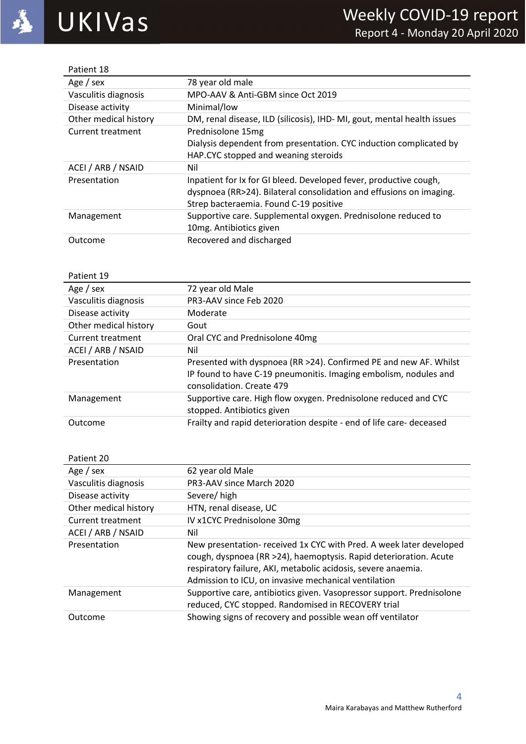| Patient 18 | |
|---|---|
| Age / sex | 78 year old male |
| Vasculitis diagnosis | MPO-AAV & Anti-GBM since Oct 2019 |
| Disease activity | Minimal/low |
| Other medical history | DM, renal disease, ILD (silicosis), IHD- MI, gout, mental health issues |
| Current treatment | Prednisolone 15mg<br>Dialysis dependent from presentation. CYC induction complicated by HAP.CYC stopped and weaning steroids |
| ACEI / ARB / NSAID | Nil |
| Presentation | Inpatient for Ix for GI bleed. Developed fever, productive cough, dyspnoea (RR>24). Bilateral consolidation and effusions on imaging. Strep bacteraemia. Found C-19 positive |
| Management | Supportive care. Supplemental oxygen. Prednisolone reduced to 10mg. Antibiotics given |
| Outcome | Recovered and discharged |

| Patient 19 | |
|---|---|
| Age / sex | 72 year old Male |
| Vasculitis diagnosis | PR3-AAV since Feb 2020 |
| Disease activity | Moderate |
| Other medical history | Gout |
| Current treatment | Oral CYC and Prednisolone 40mg |
| ACEI / ARB / NSAID | Nil |
| Presentation | Presented with dyspnoea (RR >24). Confirmed PE and new AF. Whilst IP found to have C-19 pneumonitis. Imaging embolism, nodules and consolidation. Create 479 |
| Management | Supportive care. High flow oxygen. Prednisolone reduced and CYC stopped. Antibiotics given |
| Outcome | Frailty and rapid deterioration despite - end of life care- deceased |

| Patient 20 | |
|---|---|
| Age / sex | 62 year old Male |
| Vasculitis diagnosis | PR3-AAV since March 2020 |
| Disease activity | Severe/ high |
| Other medical history | HTN, renal disease, UC |
| Current treatment | IV x1CYC Prednisolone 30mg |
| ACEI / ARB / NSAID | Nil |
| Presentation | New presentation- received 1x CYC with Pred. A week later developed cough, dyspnoea (RR >24), haemoptysis. Rapid deterioration. Acute respiratory failure, AKI, metabolic acidosis, severe anaemia. Admission to ICU, on invasive mechanical ventilation |
| Management | Supportive care, antibiotics given. Vasopressor support. Prednisolone reduced, CYC stopped. Randomised in RECOVERY trial |
| Outcome | Showing signs of recovery and possible wean off ventilator |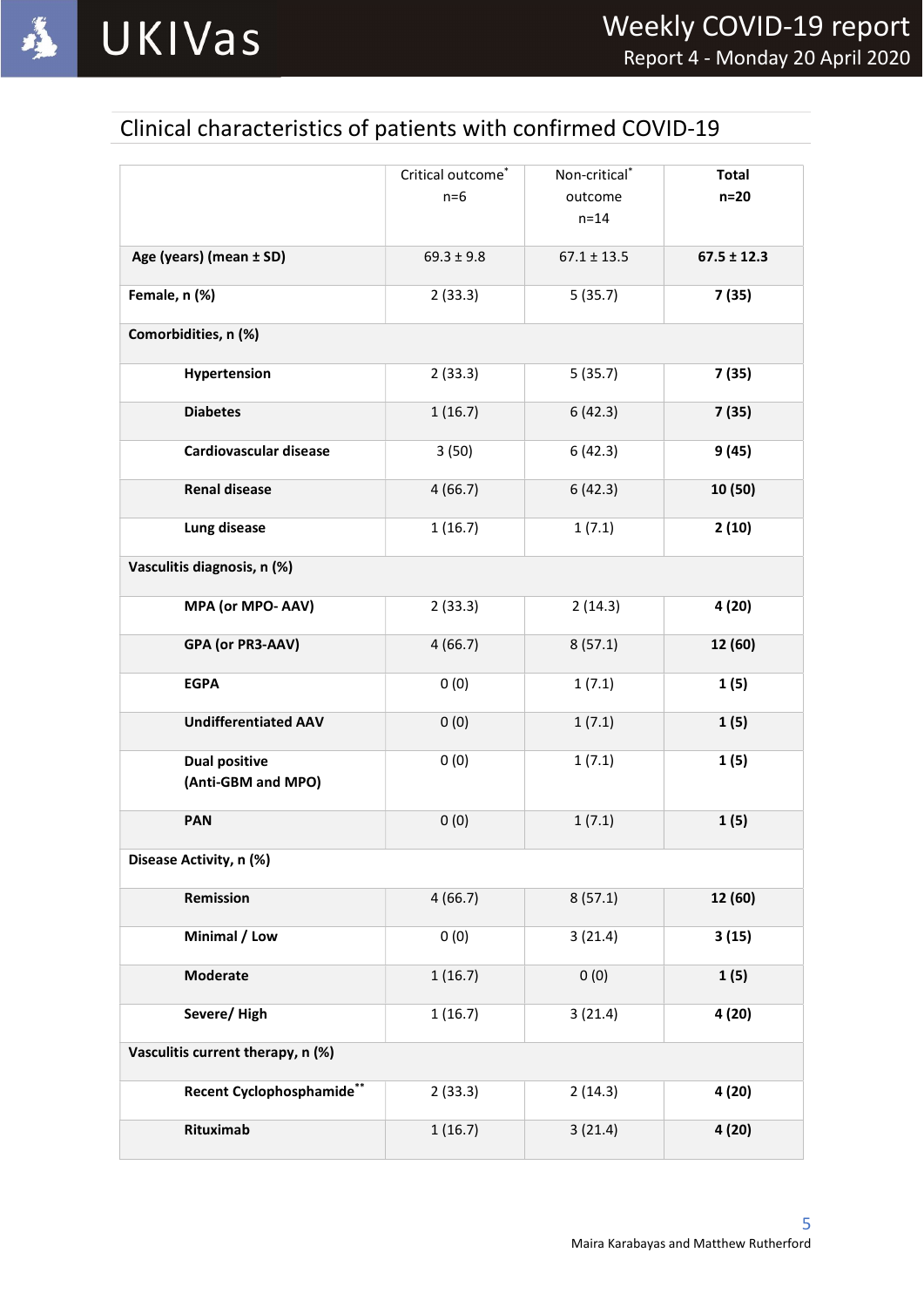## Clinical characteristics of patients with confirmed COVID-19

| | Critical outcome* n=6 | Non-critical* outcome n=14 | **Total n=20** |
|---|---|---|---|
| **Age (years) (mean ± SD)** | 69.3 ± 9.8 | 67.1 ± 13.5 | **67.5 ± 12.3** |
| **Female, n (%)** | 2 (33.3) | 5 (35.7) | **7 (35)** |
| **Comorbidities, n (%)** | | | |
| **Hypertension** | 2 (33.3) | 5 (35.7) | **7 (35)** |
| **Diabetes** | 1 (16.7) | 6 (42.3) | **7 (35)** |
| **Cardiovascular disease** | 3 (50) | 6 (42.3) | **9 (45)** |
| **Renal disease** | 4 (66.7) | 6 (42.3) | **10 (50)** |
| **Lung disease** | 1 (16.7) | 1 (7.1) | **2 (10)** |
| **Vasculitis diagnosis, n (%)** | | | |
| **MPA (or MPO- AAV)** | 2 (33.3) | 2 (14.3) | **4 (20)** |
| **GPA (or PR3-AAV)** | 4 (66.7) | 8 (57.1) | **12 (60)** |
| **EGPA** | 0 (0) | 1 (7.1) | **1 (5)** |
| **Undifferentiated AAV** | 0 (0) | 1 (7.1) | **1 (5)** |
| **Dual positive (Anti-GBM and MPO)** | 0 (0) | 1 (7.1) | **1 (5)** |
| **PAN** | 0 (0) | 1 (7.1) | **1 (5)** |
| **Disease Activity, n (%)** | | | |
| **Remission** | 4 (66.7) | 8 (57.1) | **12 (60)** |
| **Minimal / Low** | 0 (0) | 3 (21.4) | **3 (15)** |
| **Moderate** | 1 (16.7) | 0 (0) | **1 (5)** |
| **Severe/ High** | 1 (16.7) | 3 (21.4) | **4 (20)** |
| **Vasculitis current therapy, n (%)** | | | |
| **Recent Cyclophosphamide**** | 2 (33.3) | 2 (14.3) | **4 (20)** |
| **Rituximab** | 1 (16.7) | 3 (21.4) | **4 (20)** |

Maira Karabayas and Matthew Rutherford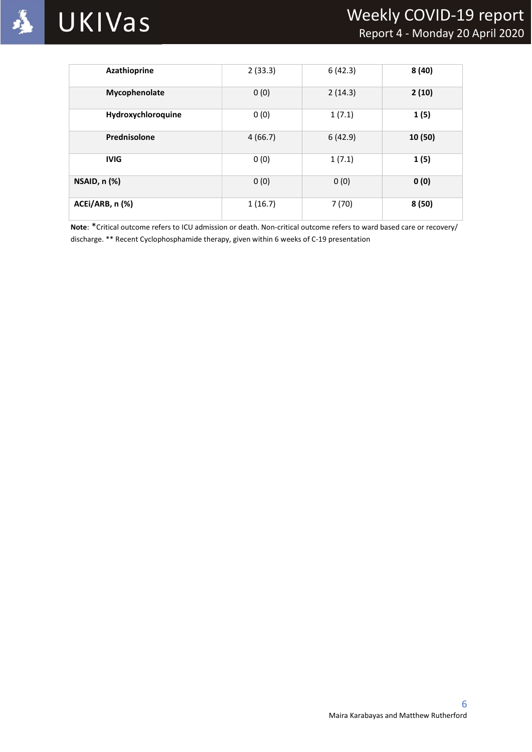| | | | |
|---|---|---|---|
| **Azathioprine** | 2 (33.3) | 6 (42.3) | **8 (40)** |
| **Mycophenolate** | 0 (0) | 2 (14.3) | **2 (10)** |
| **Hydroxychloroquine** | 0 (0) | 1 (7.1) | **1 (5)** |
| **Prednisolone** | 4 (66.7) | 6 (42.9) | **10 (50)** |
| **IVIG** | 0 (0) | 1 (7.1) | **1 (5)** |
| **NSAID, n (%)** | 0 (0) | 0 (0) | **0 (0)** |
| **ACEi/ARB, n (%)** | 1 (16.7) | 7 (70) | **8 (50)** |

**Note**: *Critical outcome refers to ICU admission or death. Non-critical outcome refers to ward based care or recovery/ discharge. ** Recent Cyclophosphamide therapy, given within 6 weeks of C-19 presentation

Maira Karabayas and Matthew Rutherford